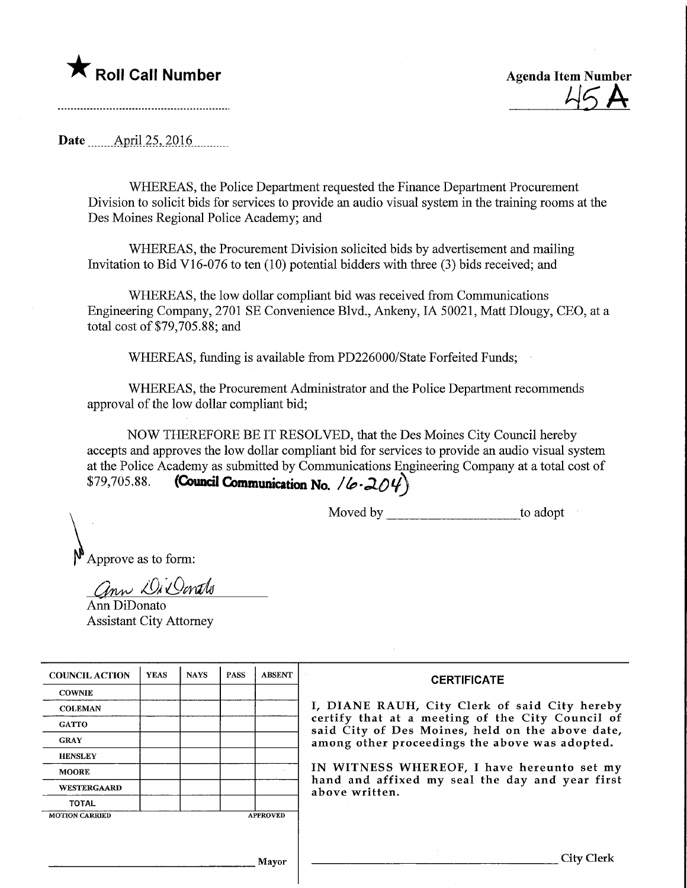★ **Roll Call Number**

**Agenda Item Number**
45 A

**Date** April 25, 2016

WHEREAS, the Police Department requested the Finance Department Procurement Division to solicit bids for services to provide an audio visual system in the training rooms at the Des Moines Regional Police Academy; and

WHEREAS, the Procurement Division solicited bids by advertisement and mailing Invitation to Bid V16-076 to ten (10) potential bidders with three (3) bids received; and

WHEREAS, the low dollar compliant bid was received from Communications Engineering Company, 2701 SE Convenience Blvd., Ankeny, IA 50021, Matt Dlougy, CEO, at a total cost of $79,705.88; and

WHEREAS, funding is available from PD226000/State Forfeited Funds;

WHEREAS, the Procurement Administrator and the Police Department recommends approval of the low dollar compliant bid;

NOW THEREFORE BE IT RESOLVED, that the Des Moines City Council hereby accepts and approves the low dollar compliant bid for services to provide an audio visual system at the Police Academy as submitted by Communications Engineering Company at a total cost of $79,705.88. **(Council Communication No. 16-204)**

Moved by ____________________ to adopt

Approve as to form:

Ann DiDonato
Ann DiDonato
Assistant City Attorney

| COUNCIL ACTION | YEAS | NAYS | PASS | ABSENT |
|---|---|---|---|---|
| COWNIE | | | | |
| COLEMAN | | | | |
| GATTO | | | | |
| GRAY | | | | |
| HENSLEY | | | | |
| MOORE | | | | |
| WESTERGAARD | | | | |
| TOTAL | | | | |
| MOTION CARRIED | | | | APPROVED |

________________________________ Mayor

**CERTIFICATE**

I, DIANE RAUH, City Clerk of said City hereby certify that at a meeting of the City Council of said City of Des Moines, held on the above date, among other proceedings the above was adopted.

IN WITNESS WHEREOF, I have hereunto set my hand and affixed my seal the day and year first above written.

________________________________ City Clerk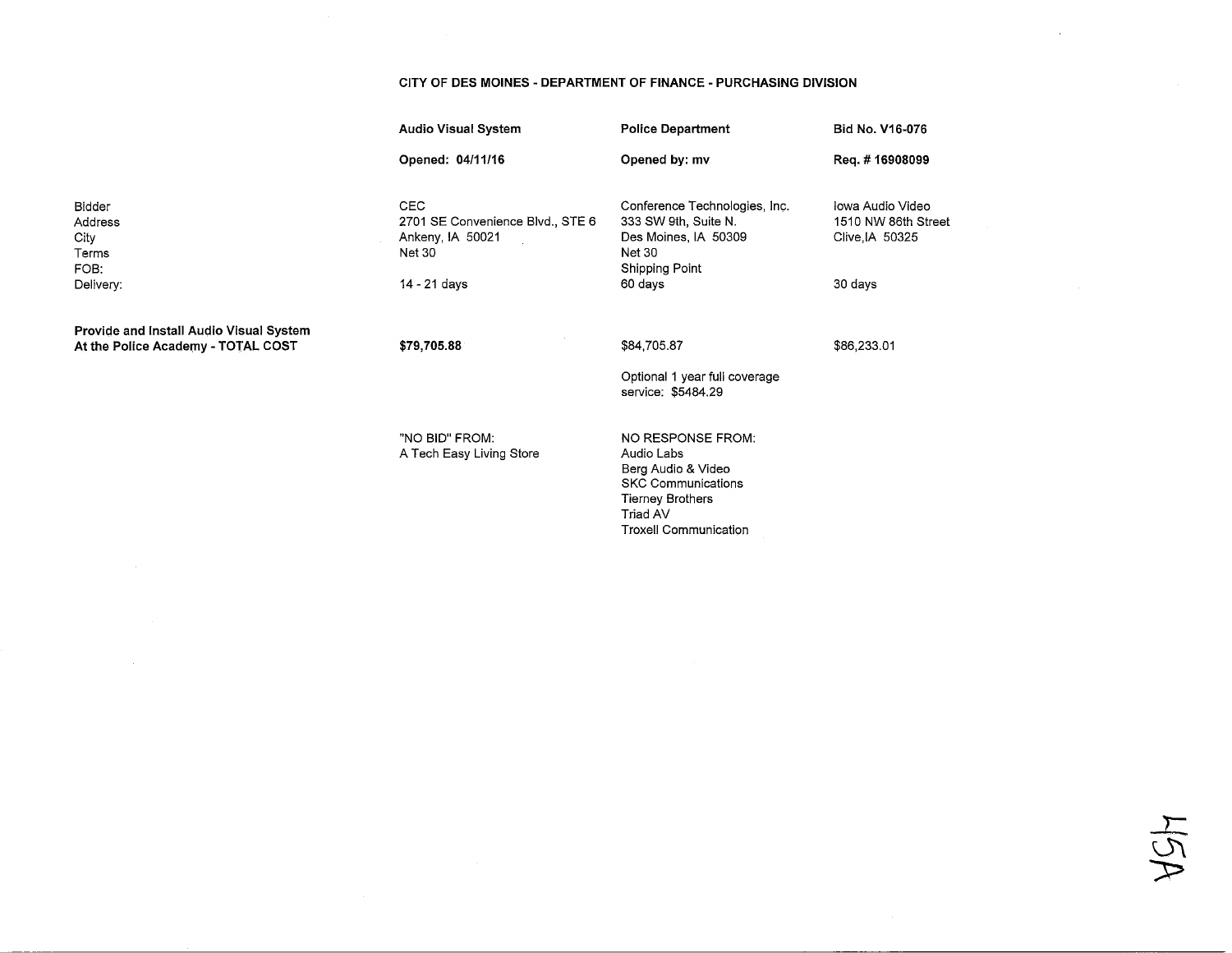**CITY OF DES MOINES - DEPARTMENT OF FINANCE - PURCHASING DIVISION**

| | | | |
|---|---|---|---|
| | **Audio Visual System** | **Police Department** | **Bid No. V16-076** |
| | **Opened: 04/11/16** | **Opened by: mv** | **Req. # 16908099** |
| Bidder | CEC | Conference Technologies, Inc. | Iowa Audio Video |
| Address | 2701 SE Convenience Blvd., STE 6 | 333 SW 9th, Suite N. | 1510 NW 86th Street |
| City | Ankeny, IA 50021 | Des Moines, IA 50309 | Clive,IA 50325 |
| Terms | Net 30 | Net 30 | |
| FOB: | | Shipping Point | |
| Delivery: | 14 - 21 days | 60 days | 30 days |
| **Provide and Install Audio Visual System At the Police Academy - TOTAL COST** | **$79,705.88** | $84,705.87 | $86,233.01 |
| | | Optional 1 year full coverage service: $5484.29 | |

"NO BID" FROM:
A Tech Easy Living Store

NO RESPONSE FROM:
Audio Labs
Berg Audio & Video
SKC Communications
Tierney Brothers
Triad AV
Troxell Communication

45A